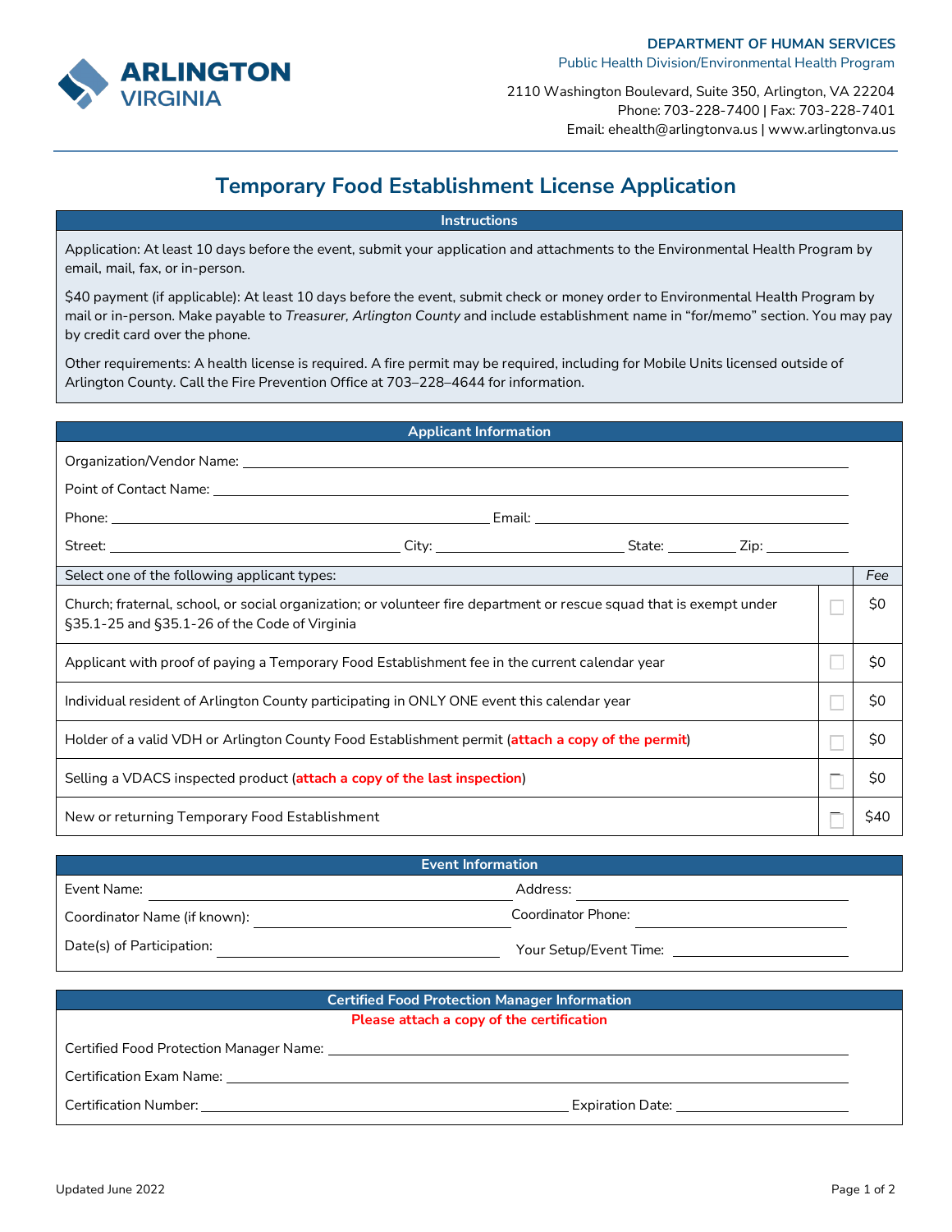ARLINGTON VIRGINIA

**DEPARTMENT OF HUMAN SERVICES**
Public Health Division/Environmental Health Program

2110 Washington Boulevard, Suite 350, Arlington, VA 22204
Phone: 703-228-7400 | Fax: 703-228-7401
Email: ehealth@arlingtonva.us | www.arlingtonva.us

# Temporary Food Establishment License Application

## Instructions

Application: At least 10 days before the event, submit your application and attachments to the Environmental Health Program by email, mail, fax, or in-person.

$40 payment (if applicable): At least 10 days before the event, submit check or money order to Environmental Health Program by mail or in-person. Make payable to *Treasurer, Arlington County* and include establishment name in “for/memo” section. You may pay by credit card over the phone.

Other requirements: A health license is required. A fire permit may be required, including for Mobile Units licensed outside of Arlington County. Call the Fire Prevention Office at 703–228–4644 for information.

## Applicant Information

Organization/Vendor Name: ______________________________

Point of Contact Name: ______________________________

Phone: ____________________ Email: ____________________

Street: ____________________ City: ____________________ State: ________ Zip: ________

| Select one of the following applicant types: | | Fee |
|---|---|---|
| Church; fraternal, school, or social organization; or volunteer fire department or rescue squad that is exempt under §35.1-25 and §35.1-26 of the Code of Virginia | ☐ | $0 |
| Applicant with proof of paying a Temporary Food Establishment fee in the current calendar year | ☐ | $0 |
| Individual resident of Arlington County participating in ONLY ONE event this calendar year | ☐ | $0 |
| Holder of a valid VDH or Arlington County Food Establishment permit (**attach a copy of the permit**) | ☐ | $0 |
| Selling a VDACS inspected product (**attach a copy of the last inspection**) | ☐ | $0 |
| New or returning Temporary Food Establishment | ☐ | $40 |

## Event Information

Event Name: ____________________ Address: ____________________

Coordinator Name (if known): ____________________ Coordinator Phone: ____________________

Date(s) of Participation: ____________________ Your Setup/Event Time: ____________________

## Certified Food Protection Manager Information

**Please attach a copy of the certification**

Certified Food Protection Manager Name: ______________________________

Certification Exam Name: ______________________________

Certification Number: ____________________ Expiration Date: ____________________

Updated June 2022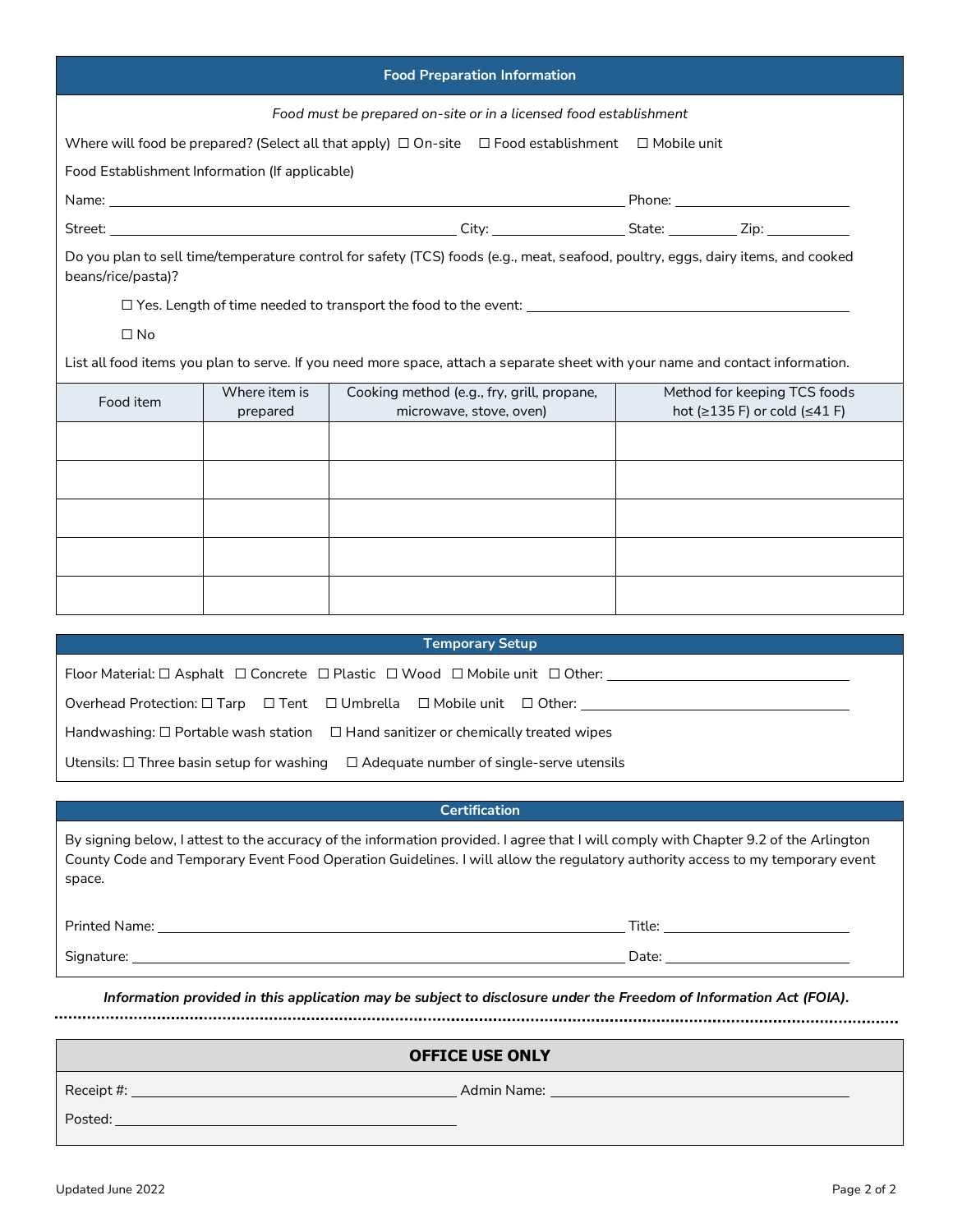## Food Preparation Information

*Food must be prepared on-site or in a licensed food establishment*

Where will food be prepared? (Select all that apply) ☐ On-site ☐ Food establishment ☐ Mobile unit

Food Establishment Information (If applicable)

Name: ______________________________ Phone: ______________

Street: ______________________________ City: ____________ State: ________ Zip: __________

Do you plan to sell time/temperature control for safety (TCS) foods (e.g., meat, seafood, poultry, eggs, dairy items, and cooked beans/rice/pasta)?

☐ Yes. Length of time needed to transport the food to the event: ______________________________

☐ No

List all food items you plan to serve. If you need more space, attach a separate sheet with your name and contact information.

| Food item | Where item is prepared | Cooking method (e.g., fry, grill, propane, microwave, stove, oven) | Method for keeping TCS foods hot (≥135 F) or cold (≤41 F) |
|---|---|---|---|
| | | | |
| | | | |
| | | | |
| | | | |
| | | | |

## Temporary Setup

Floor Material: ☐ Asphalt ☐ Concrete ☐ Plastic ☐ Wood ☐ Mobile unit ☐ Other: ______________________________

Overhead Protection: ☐ Tarp ☐ Tent ☐ Umbrella ☐ Mobile unit ☐ Other: ______________________________

Handwashing: ☐ Portable wash station ☐ Hand sanitizer or chemically treated wipes

Utensils: ☐ Three basin setup for washing ☐ Adequate number of single-serve utensils

## Certification

By signing below, I attest to the accuracy of the information provided. I agree that I will comply with Chapter 9.2 of the Arlington County Code and Temporary Event Food Operation Guidelines. I will allow the regulatory authority access to my temporary event space.

Printed Name: ______________________________ Title: ______________

Signature: ______________________________ Date: ______________

***Information provided in this application may be subject to disclosure under the Freedom of Information Act (FOIA).***

## OFFICE USE ONLY

Receipt #: ______________________________ Admin Name: ______________________________

Posted: ______________________________

Updated June 2022